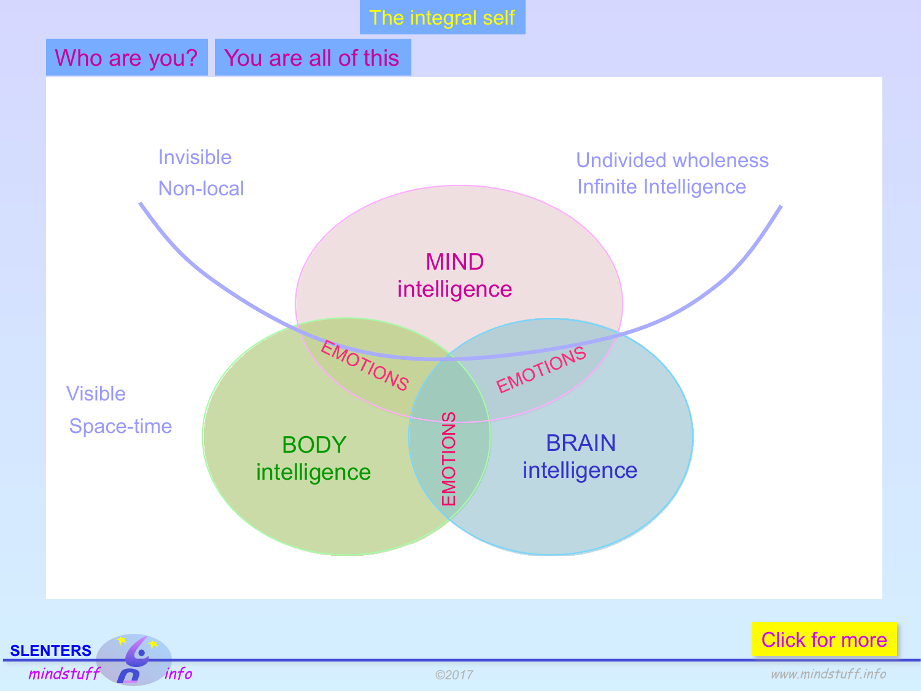# The integral self

## Who are you? You are all of this

Invisible

Non-local

Undivided wholeness

Infinite Intelligence

MIND intelligence

EMOTIONS

EMOTIONS

EMOTIONS

Visible

Space-time

BODY intelligence

BRAIN intelligence

Click for more

SLENTERS mindstuff info

©2017

www.mindstuff.info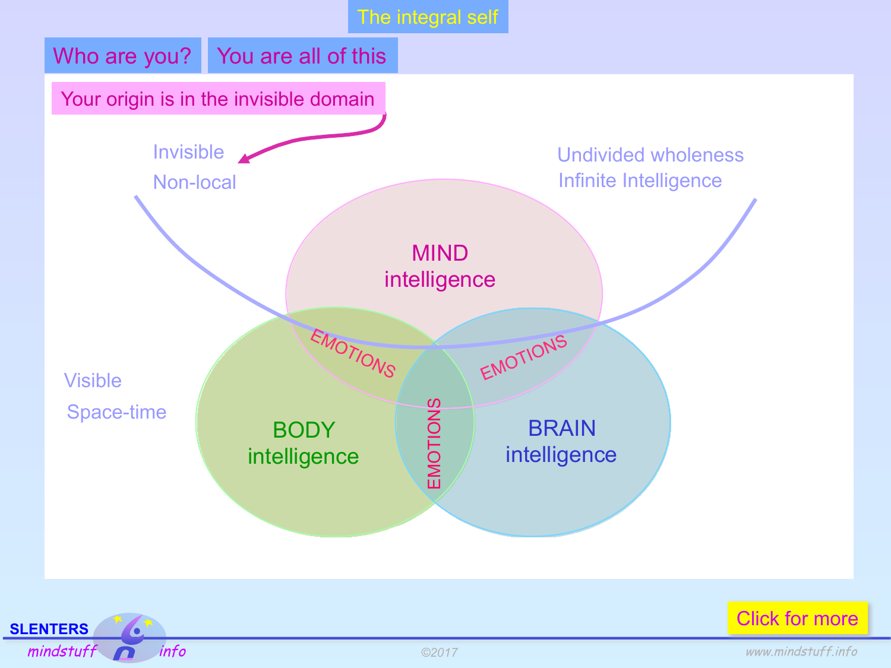# The integral self

## Who are you? You are all of this

Your origin is in the invisible domain

Invisible
Non-local

Undivided wholeness
Infinite Intelligence

MIND
intelligence

EMOTIONS

EMOTIONS

EMOTIONS

Visible
Space-time

BODY
intelligence

BRAIN
intelligence

Click for more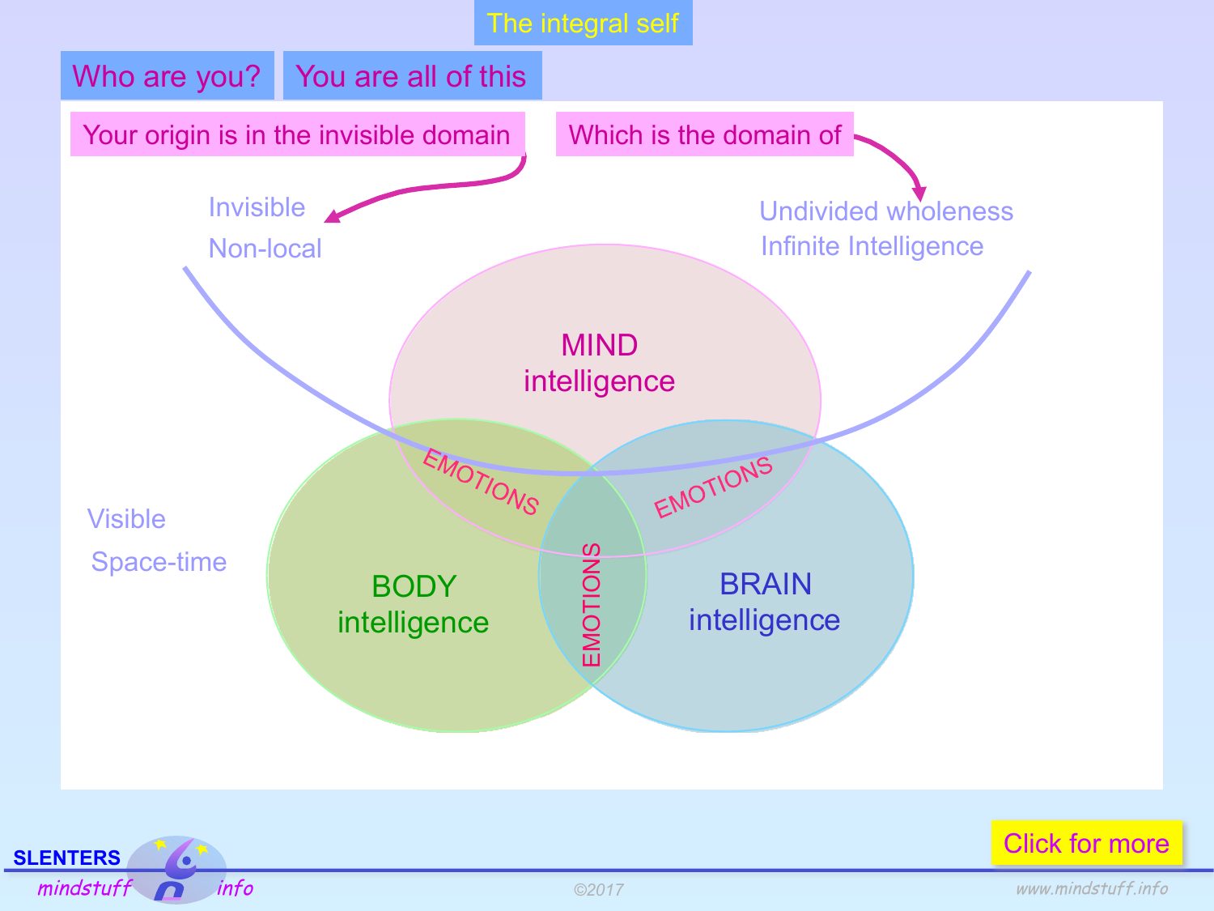# The integral self

## Who are you? You are all of this

Your origin is in the invisible domain

Which is the domain of

Invisible

Non-local

Undivided wholeness

Infinite Intelligence

MIND intelligence

EMOTIONS

EMOTIONS

EMOTIONS

BODY intelligence

BRAIN intelligence

Visible

Space-time

Click for more

SLENTERS mindstuff info

©2017

www.mindstuff.info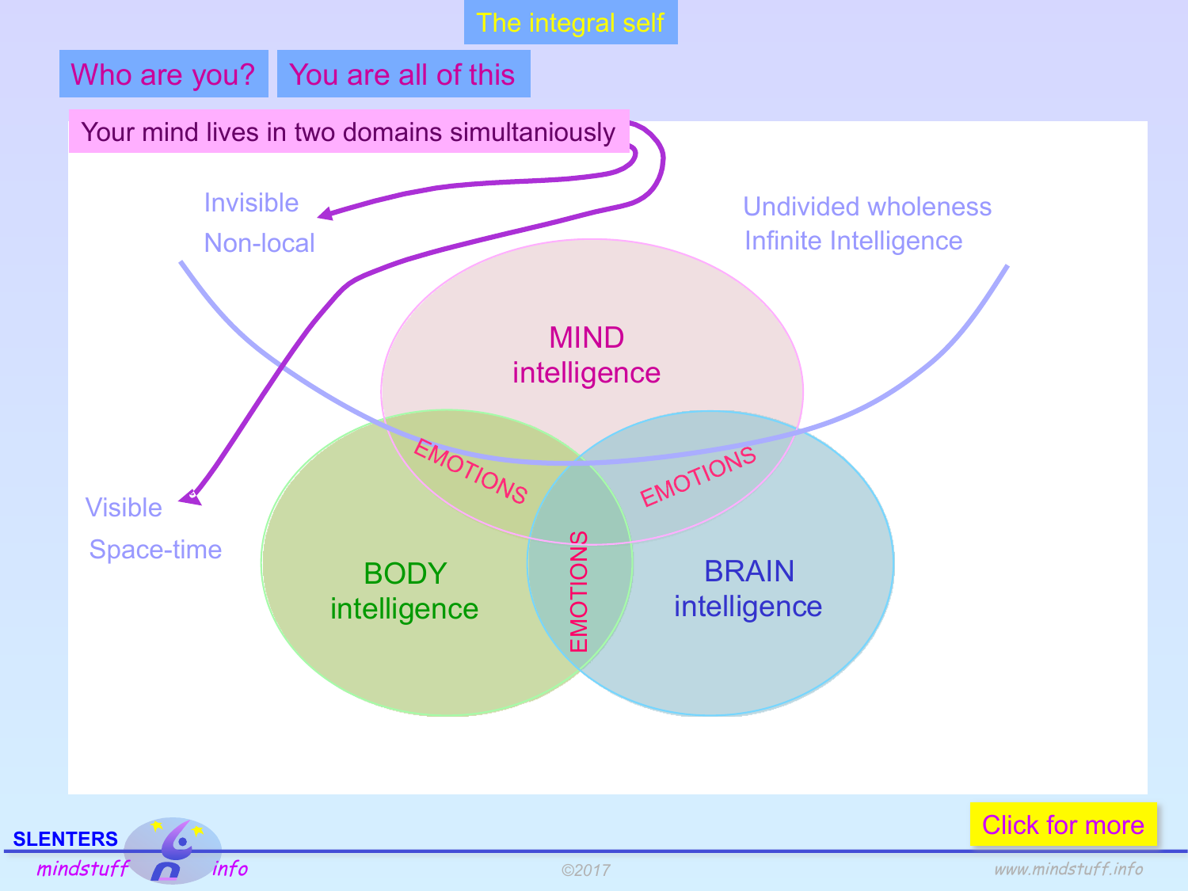# The integral self

**Who are you?** **You are all of this**

Your mind lives in two domains simultaniously

Invisible

Non-local

Undivided wholeness

Infinite Intelligence

MIND
intelligence

EMOTIONS

EMOTIONS

EMOTIONS

BODY
intelligence

BRAIN
intelligence

Visible

Space-time

Click for more

SLENTERS mindstuff info

©2017

www.mindstuff.info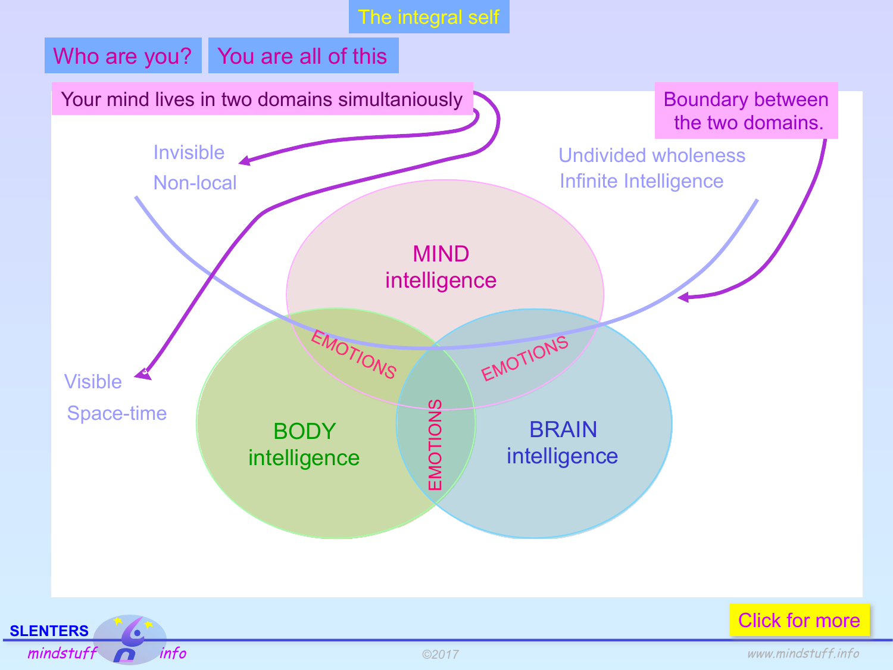# The integral self

## Who are you? You are all of this

Your mind lives in two domains simultaniously

Invisible

Non-local

Undivided wholeness

Infinite Intelligence

Boundary between the two domains.

MIND intelligence

EMOTIONS

EMOTIONS

EMOTIONS

BODY intelligence

BRAIN intelligence

Visible

Space-time

Click for more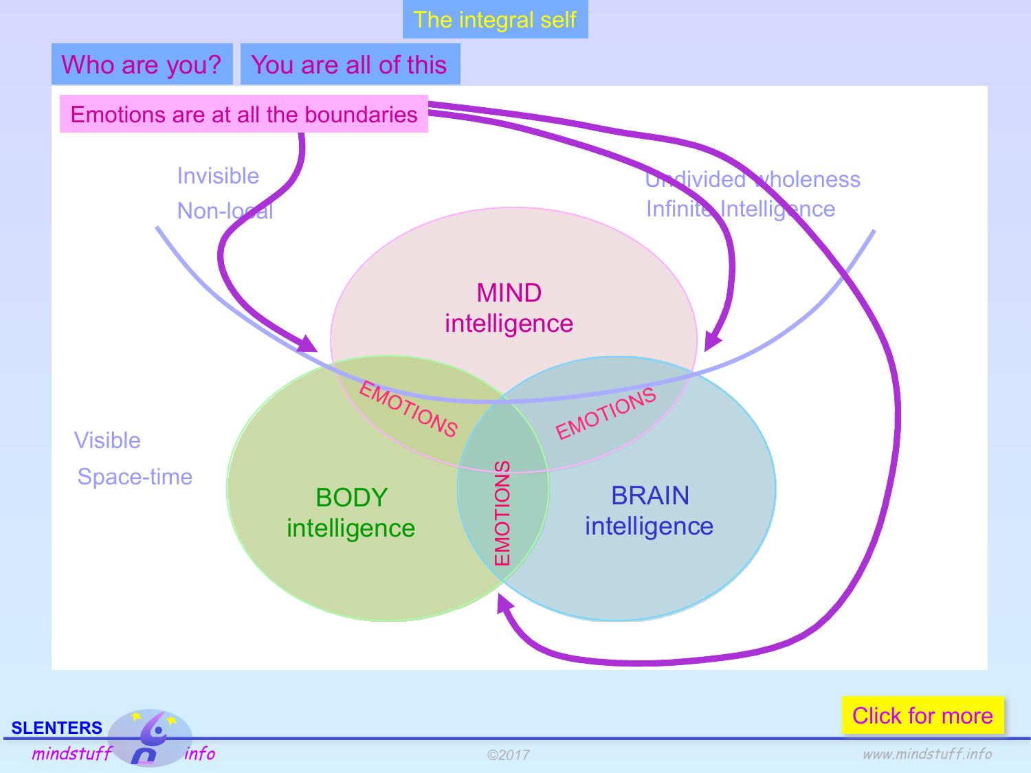# The integral self

## Who are you? You are all of this

Emotions are at all the boundaries

Invisible

Non-local

Undivided wholeness

Infinite Intelligence

MIND intelligence

BODY intelligence

BRAIN intelligence

EMOTIONS

EMOTIONS

EMOTIONS

Visible

Space-time

Click for more

SLENTERS mindstuff info

©2017

www.mindstuff.info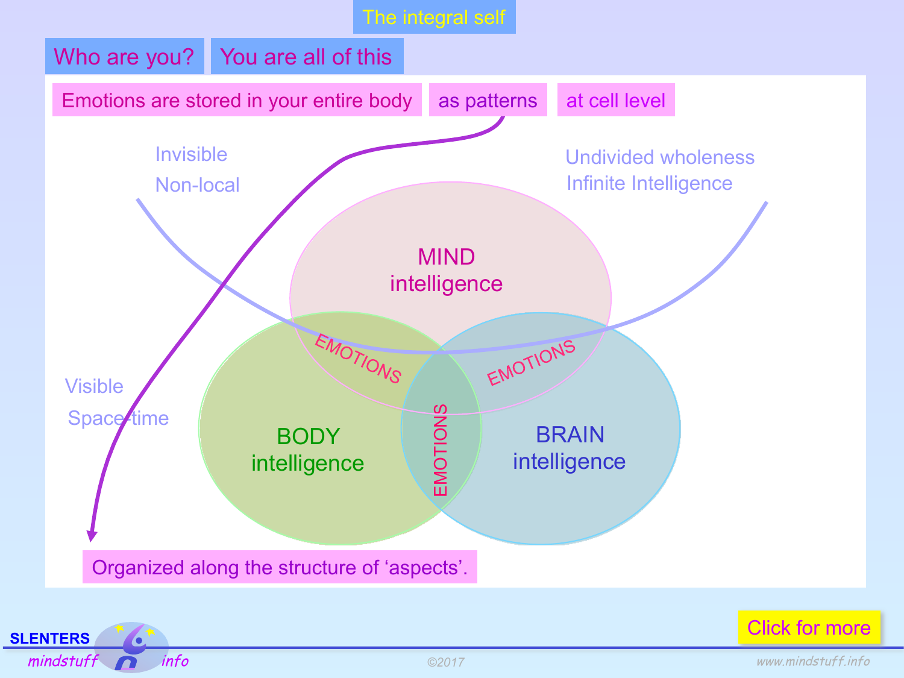# The integral self

## Who are you? You are all of this

Emotions are stored in your entire body as patterns at cell level

Invisible

Non-local

Undivided wholeness

Infinite Intelligence

MIND intelligence

EMOTIONS

EMOTIONS

EMOTIONS

BODY intelligence

BRAIN intelligence

Visible

Space-time

Organized along the structure of 'aspects'.

Click for more

©2017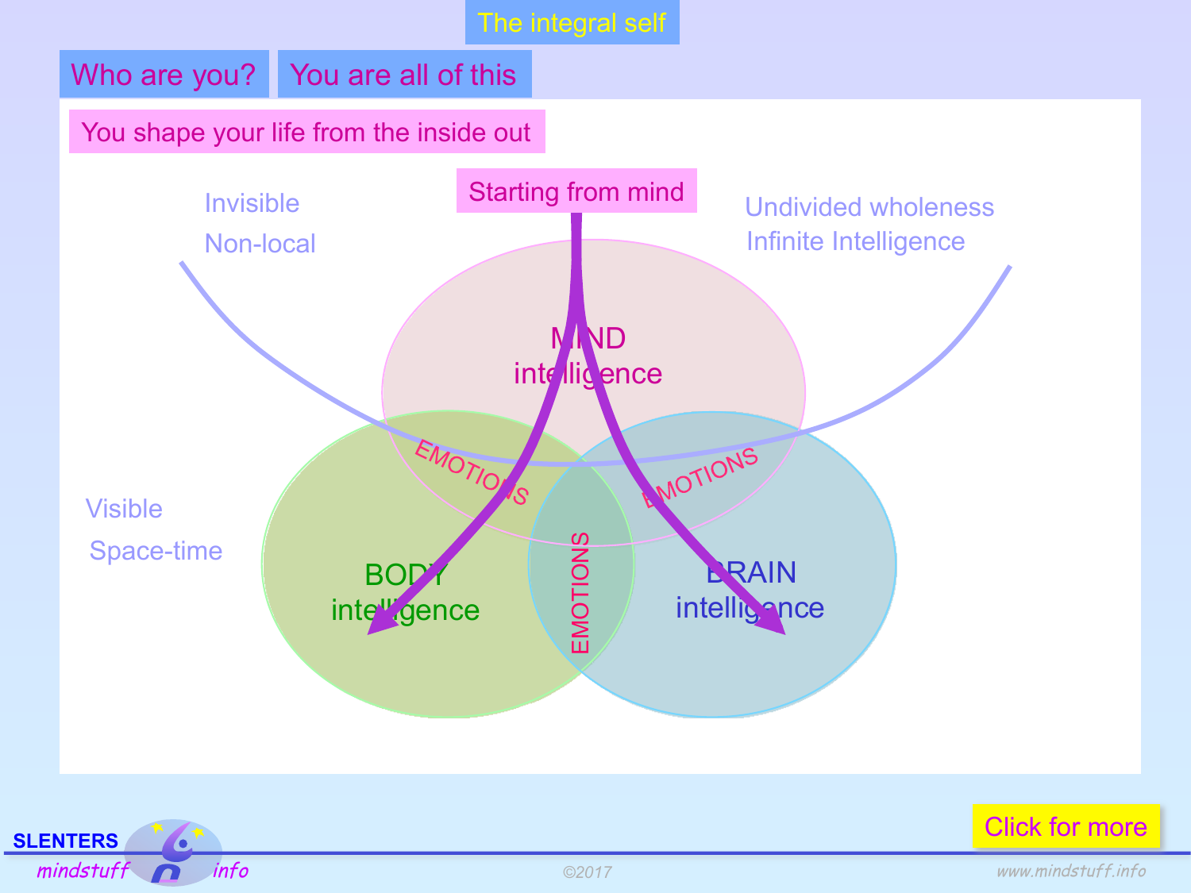# The integral self

## Who are you? You are all of this

You shape your life from the inside out

Starting from mind

Invisible

Non-local

Undivided wholeness

Infinite Intelligence

MIND intelligence

EMOTIONS

EMOTIONS

EMOTIONS

Visible

Space-time

BODY intelligence

BRAIN intelligence

Click for more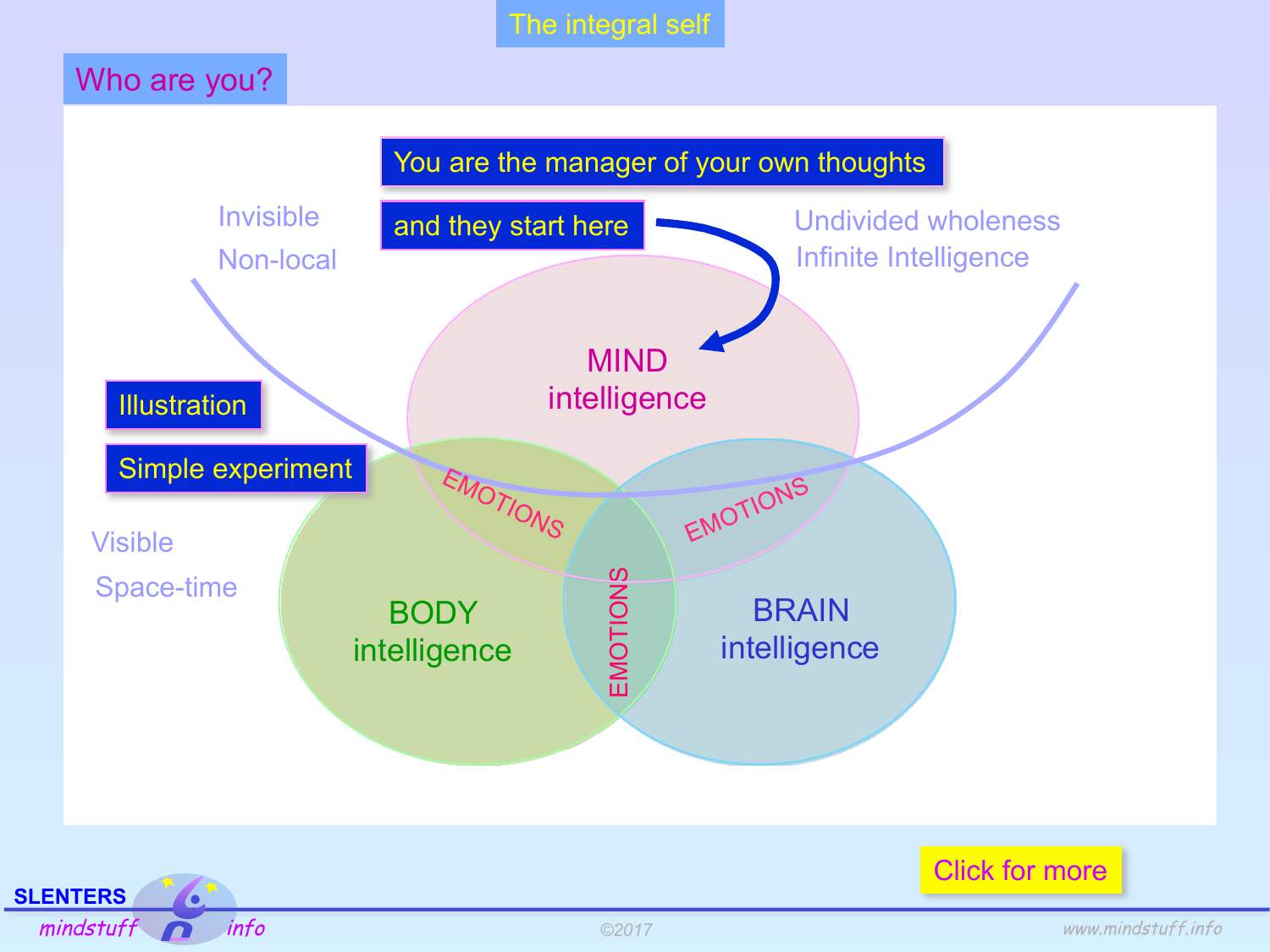# The integral self

## Who are you?

You are the manager of your own thoughts

and they start here

Invisible

Non-local

Undivided wholeness

Infinite Intelligence

MIND intelligence

Illustration

Simple experiment

EMOTIONS

EMOTIONS

EMOTIONS

Visible

Space-time

BODY intelligence

BRAIN intelligence

Click for more

SLENTERS mindstuff info

©2017

www.mindstuff.info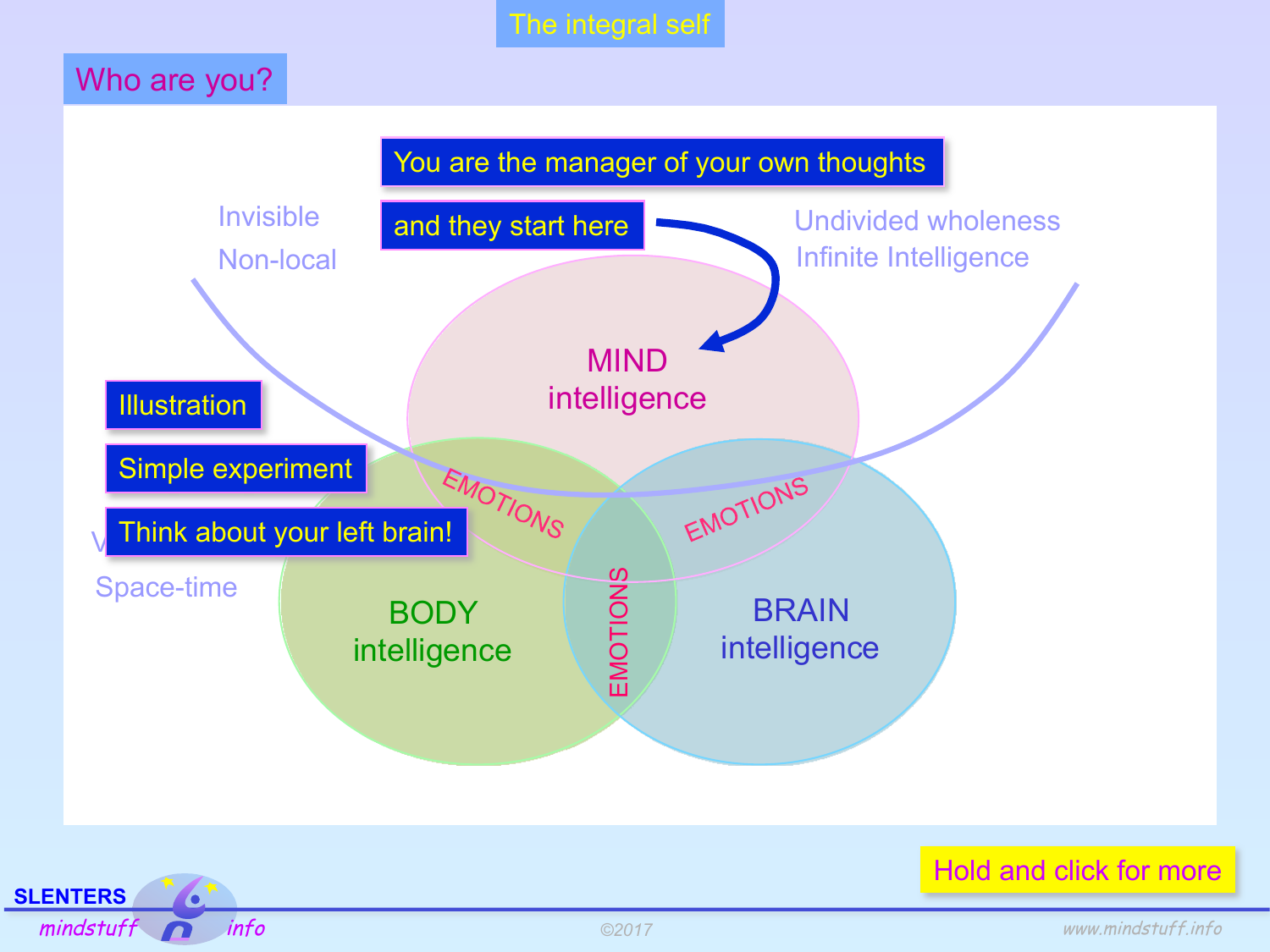# The integral self

## Who are you?

You are the manager of your own thoughts

and they start here

Invisible

Non-local

Undivided wholeness

Infinite Intelligence

MIND intelligence

EMOTIONS

EMOTIONS

EMOTIONS

BODY intelligence

BRAIN intelligence

Illustration

Simple experiment

Think about your left brain!

V

Space-time

Hold and click for more

SLENTERS mindstuff info

©2017

www.mindstuff.info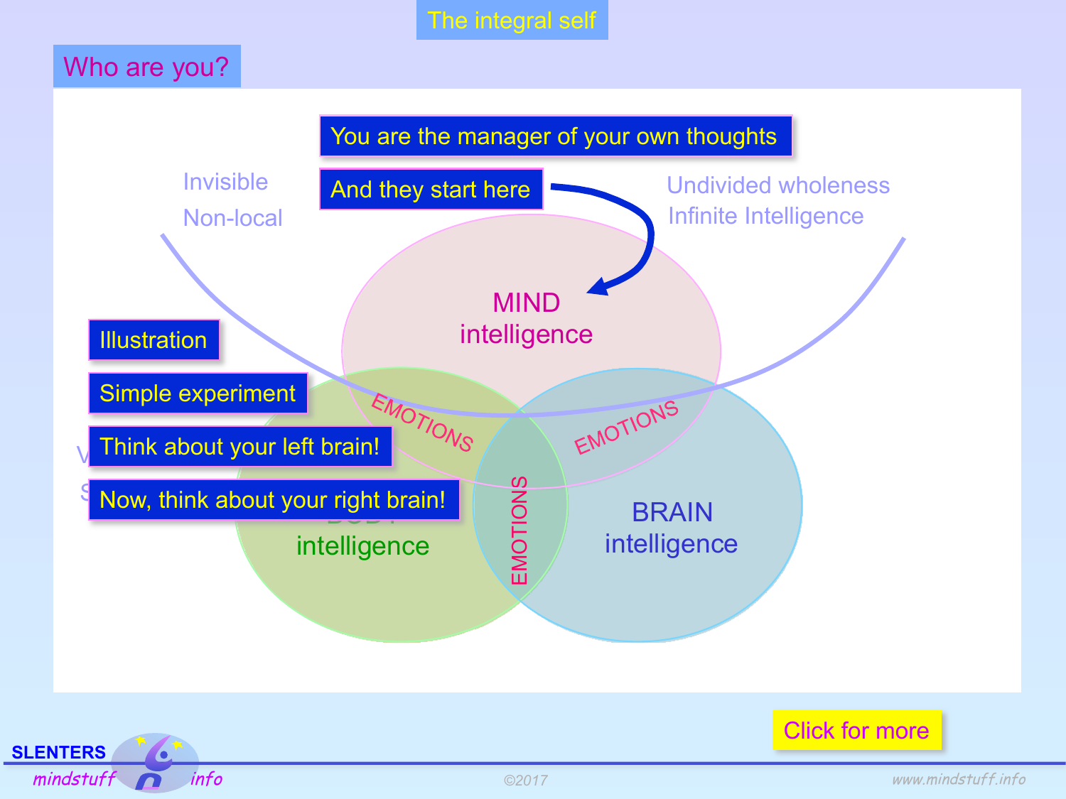# The integral self

## Who are you?

You are the manager of your own thoughts

And they start here

Invisible

Non-local

Undivided wholeness

Infinite Intelligence

MIND intelligence

EMOTIONS

EMOTIONS

EMOTIONS

BODY intelligence

BRAIN intelligence

Illustration

Simple experiment

Think about your left brain!

Now, think about your right brain!

Click for more

SLENTERS mindstuff info

©2017

www.mindstuff.info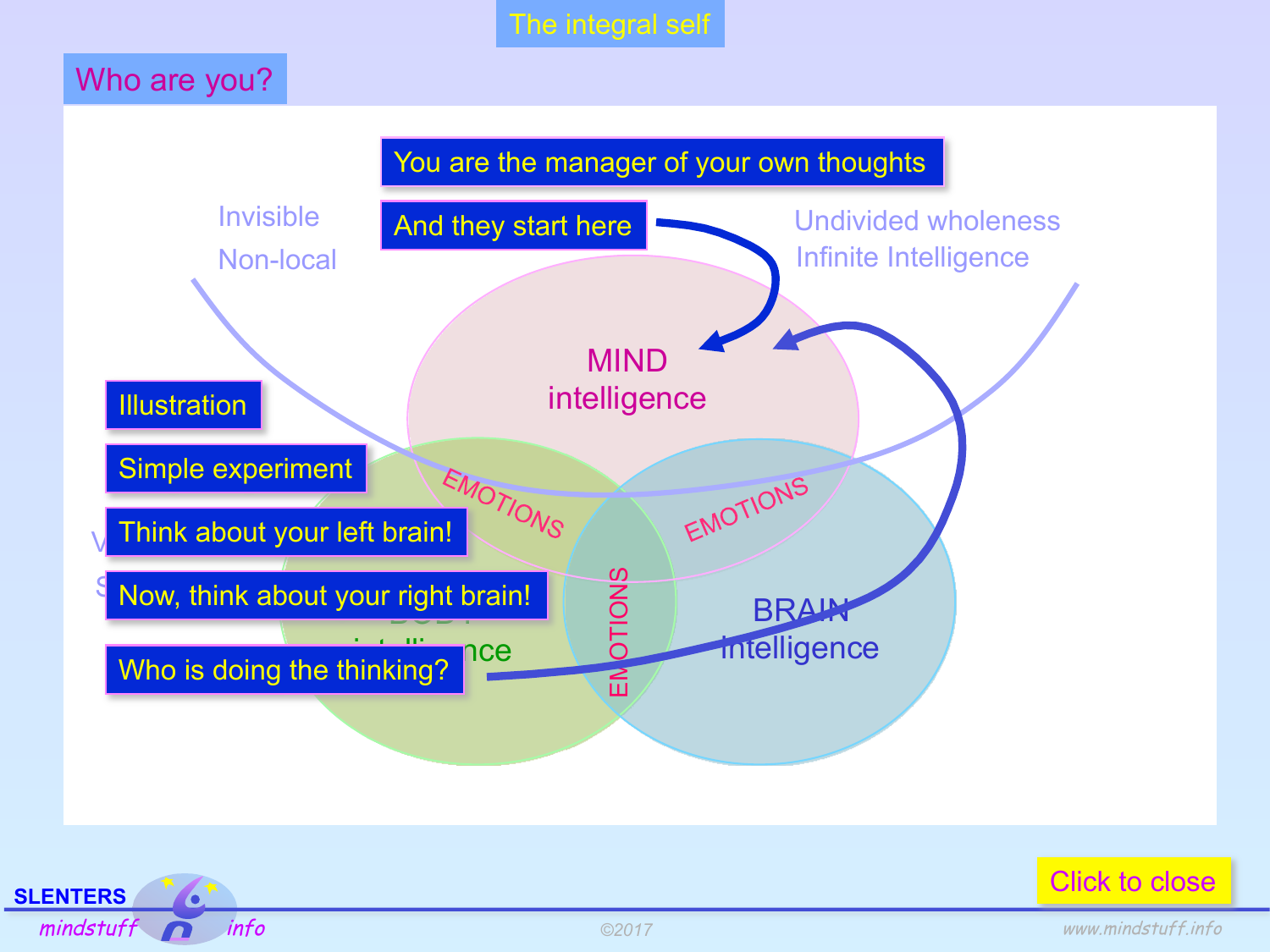# The integral self

## Who are you?

You are the manager of your own thoughts

And they start here

Invisible

Non-local

Undivided wholeness

Infinite Intelligence

MIND intelligence

EMOTIONS

EMOTIONS

EMOTIONS

BRAIN intelligence

BODY intelligence

Illustration

Simple experiment

Think about your left brain!

Now, think about your right brain!

Who is doing the thinking?

Click to close

©2017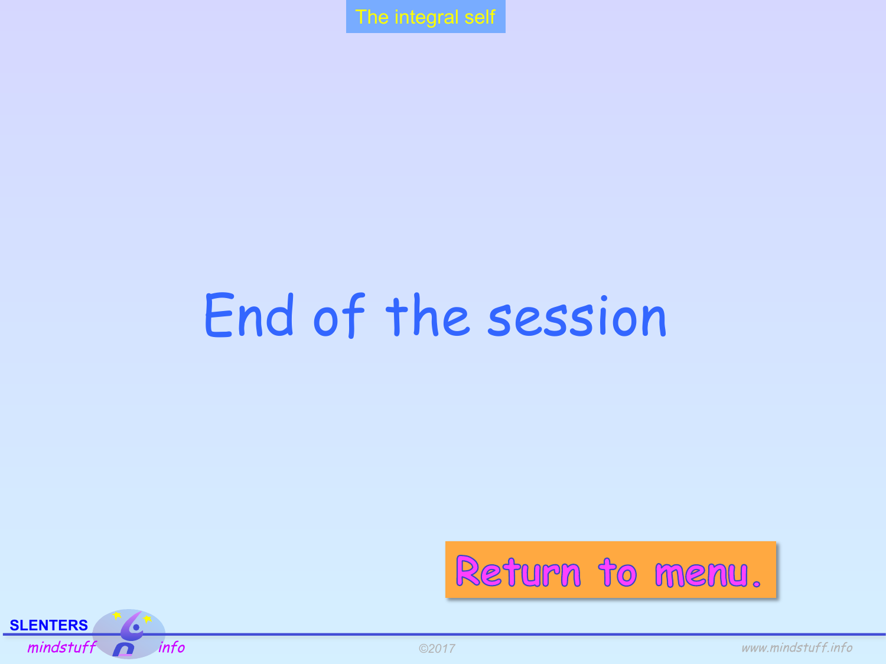# End of the session

Return to menu.